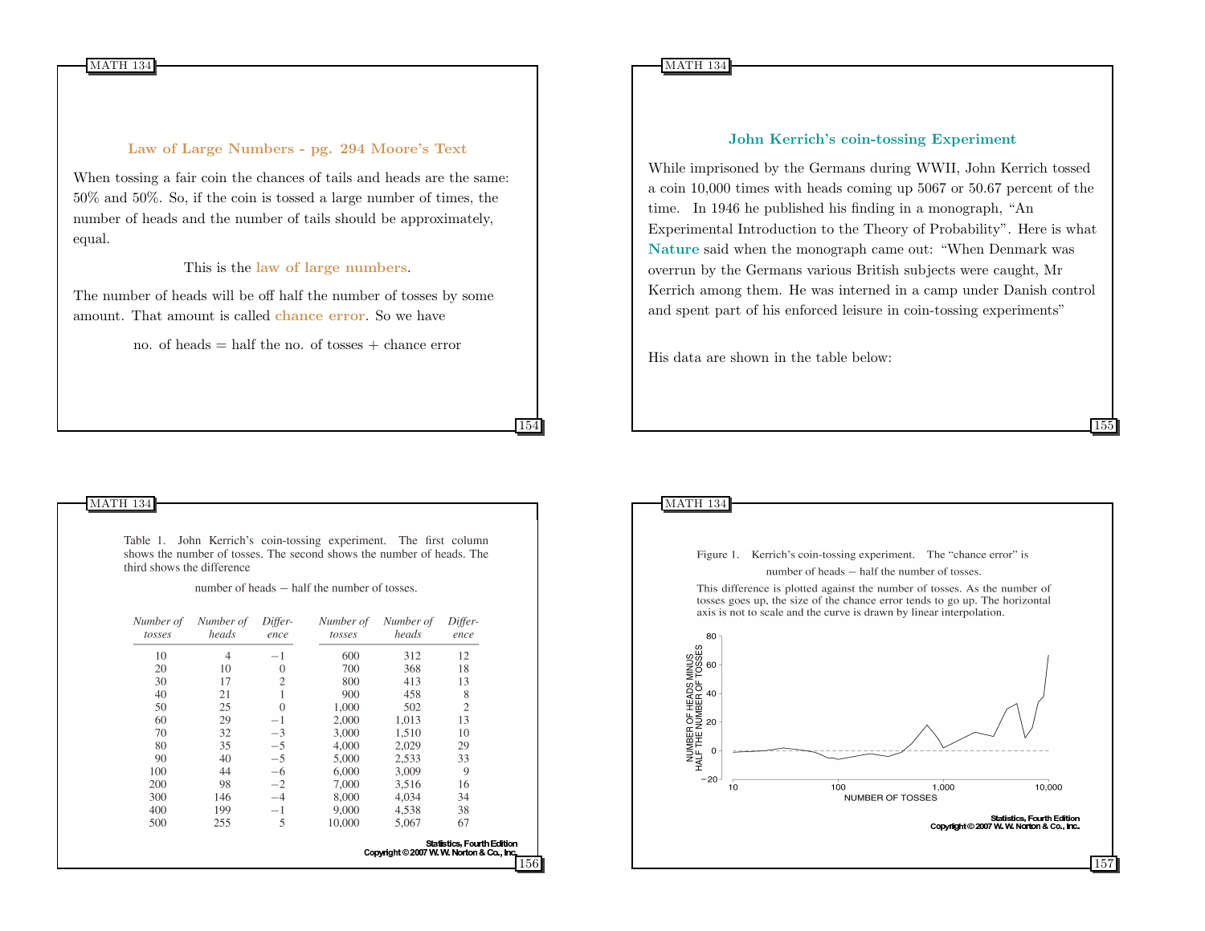## Law of Large Numbers - pg. 294 Moore's Text

When tossing a fair coin the chances of tails and heads are the same: 50% and 50%. So, if the coin is tossed a large number of times, the number of heads and the number of tails should be approximately, equal.

This is the **law of large numbers**.

The number of heads will be off half the number of tosses by some amount. That amount is called **chance error**. So we have

no. of heads = half the no. of tosses + chance error

## John Kerrich's coin-tossing Experiment

While imprisoned by the Germans during WWII, John Kerrich tossed a coin 10,000 times with heads coming up 5067 or 50.67 percent of the time. In 1946 he published his finding in a monograph, "An Experimental Introduction to the Theory of Probability". Here is what **Nature** said when the monograph came out: "When Denmark was overrun by the Germans various British subjects were caught, Mr Kerrich among them. He was interned in a camp under Danish control and spent part of his enforced leisure in coin-tossing experiments"

His data are shown in the table below:

Table 1. John Kerrich's coin-tossing experiment. The first column shows the number of tosses. The second shows the number of heads. The third shows the difference

number of heads − half the number of tosses.

| *Number of tosses* | *Number of heads* | *Difference* | *Number of tosses* | *Number of heads* | *Difference* |
|---|---|---|---|---|---|
| 10 | 4 | −1 | 600 | 312 | 12 |
| 20 | 10 | 0 | 700 | 368 | 18 |
| 30 | 17 | 2 | 800 | 413 | 13 |
| 40 | 21 | 1 | 900 | 458 | 8 |
| 50 | 25 | 0 | 1,000 | 502 | 2 |
| 60 | 29 | −1 | 2,000 | 1,013 | 13 |
| 70 | 32 | −3 | 3,000 | 1,510 | 10 |
| 80 | 35 | −5 | 4,000 | 2,029 | 29 |
| 90 | 40 | −5 | 5,000 | 2,533 | 33 |
| 100 | 44 | −6 | 6,000 | 3,009 | 9 |
| 200 | 98 | −2 | 7,000 | 3,516 | 16 |
| 300 | 146 | −4 | 8,000 | 4,034 | 34 |
| 400 | 199 | −1 | 9,000 | 4,538 | 38 |
| 500 | 255 | 5 | 10,000 | 5,067 | 67 |

Statistics, Fourth Edition
Copyright © 2007 W. W. Norton & Co., Inc.

Figure 1. Kerrich's coin-tossing experiment. The "chance error" is

number of heads − half the number of tosses.

This difference is plotted against the number of tosses. As the number of tosses goes up, the size of the chance error tends to go up. The horizontal axis is not to scale and the curve is drawn by linear interpolation.

Statistics, Fourth Edition
Copyright © 2007 W. W. Norton & Co., Inc.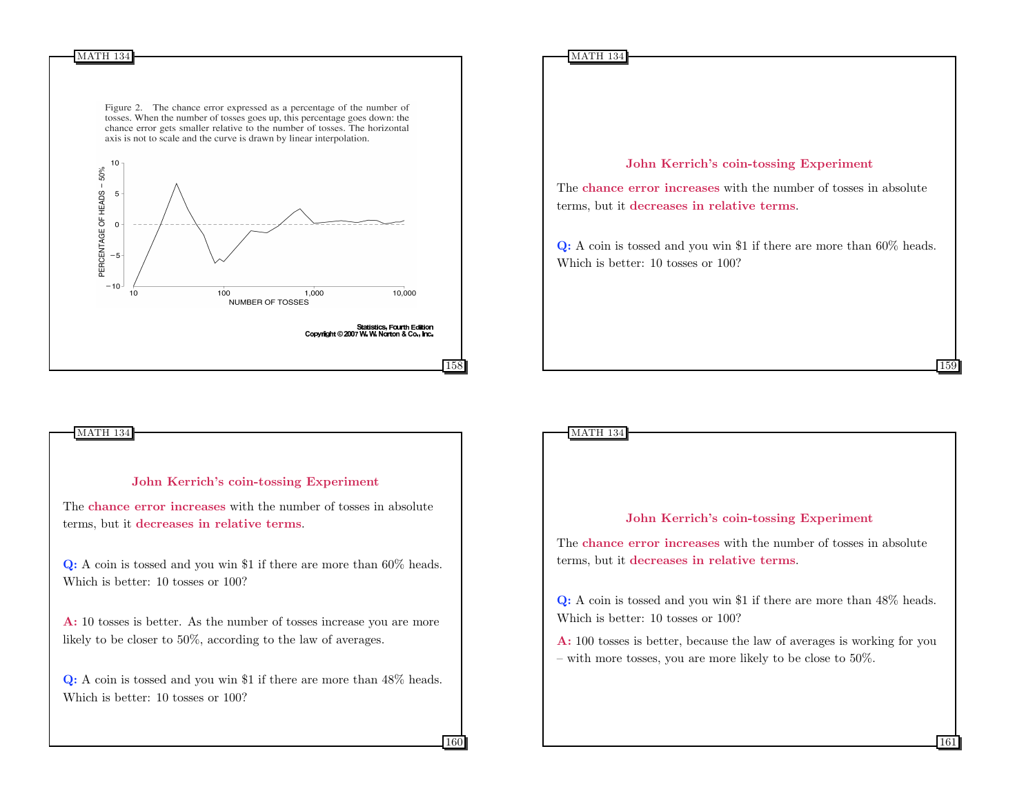Figure 2. The chance error expressed as a percentage of the number of tosses. When the number of tosses goes up, this percentage goes down: the chance error gets smaller relative to the number of tosses. The horizontal axis is not to scale and the curve is drawn by linear interpolation.

Statistics, Fourth Edition
Copyright © 2007 W. W. Norton & Co., Inc.

### John Kerrich's coin-tossing Experiment

The **chance error increases** with the number of tosses in absolute terms, but it **decreases in relative terms**.

**Q:** A coin is tossed and you win \$1 if there are more than 60% heads. Which is better: 10 tosses or 100?

### John Kerrich's coin-tossing Experiment

The **chance error increases** with the number of tosses in absolute terms, but it **decreases in relative terms**.

**Q:** A coin is tossed and you win \$1 if there are more than 60% heads. Which is better: 10 tosses or 100?

**A:** 10 tosses is better. As the number of tosses increase you are more likely to be closer to 50%, according to the law of averages.

**Q:** A coin is tossed and you win \$1 if there are more than 48% heads. Which is better: 10 tosses or 100?

### John Kerrich's coin-tossing Experiment

The **chance error increases** with the number of tosses in absolute terms, but it **decreases in relative terms**.

**Q:** A coin is tossed and you win \$1 if there are more than 48% heads. Which is better: 10 tosses or 100?

**A:** 100 tosses is better, because the law of averages is working for you – with more tosses, you are more likely to be close to 50%.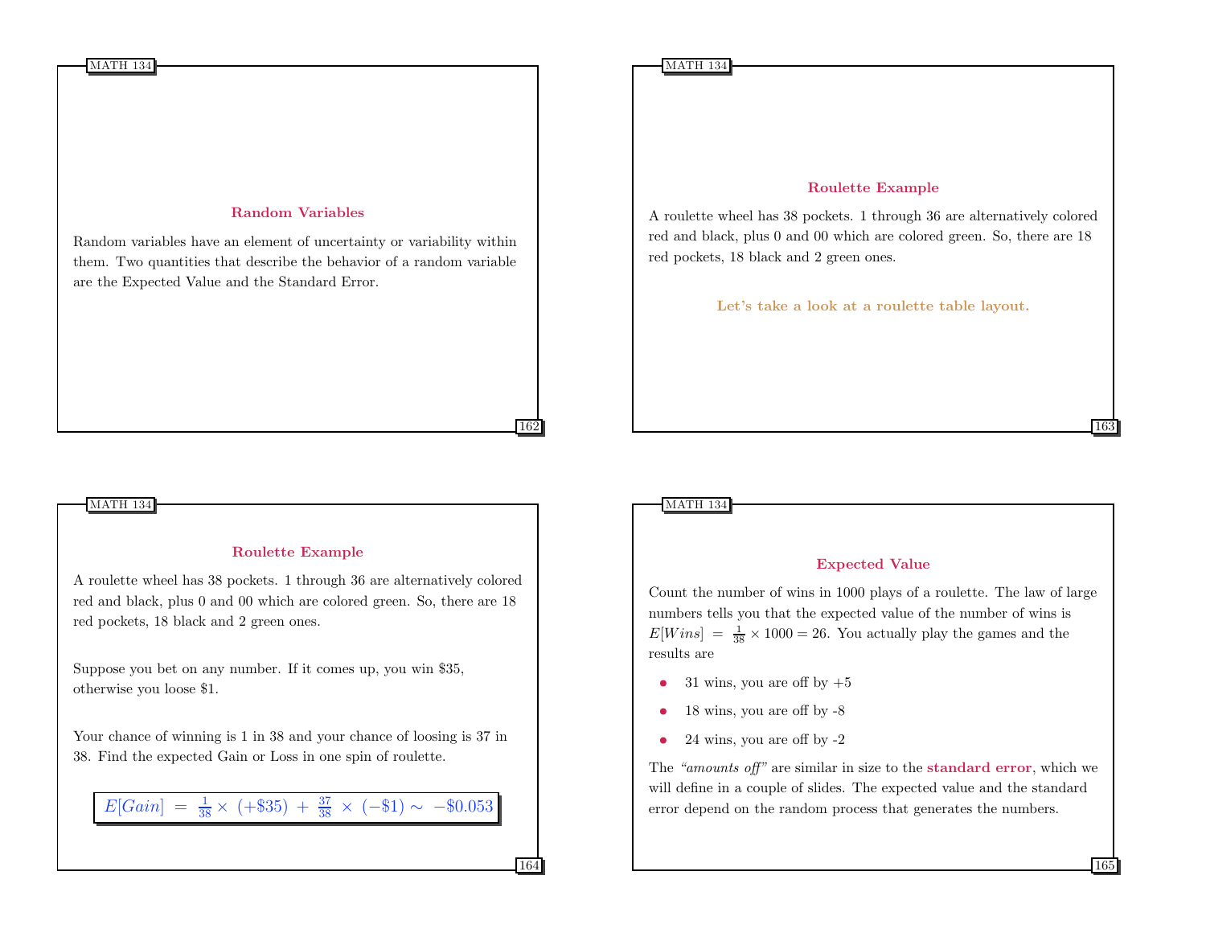## Random Variables

Random variables have an element of uncertainty or variability within them. Two quantities that describe the behavior of a random variable are the Expected Value and the Standard Error.

## Roulette Example

A roulette wheel has 38 pockets. 1 through 36 are alternatively colored red and black, plus 0 and 00 which are colored green. So, there are 18 red pockets, 18 black and 2 green ones.

**Let's take a look at a roulette table layout.**

## Roulette Example

A roulette wheel has 38 pockets. 1 through 36 are alternatively colored red and black, plus 0 and 00 which are colored green. So, there are 18 red pockets, 18 black and 2 green ones.

Suppose you bet on any number. If it comes up, you win \$35, otherwise you loose \$1.

Your chance of winning is 1 in 38 and your chance of loosing is 37 in 38. Find the expected Gain or Loss in one spin of roulette.

$$E[Gain] = \frac{1}{38} \times (+\$35) + \frac{37}{38} \times (-\$1) \sim -\$0.053$$

## Expected Value

Count the number of wins in 1000 plays of a roulette. The law of large numbers tells you that the expected value of the number of wins is $E[Wins] = \frac{1}{38} \times 1000 = 26$. You actually play the games and the results are

- 31 wins, you are off by +5
- 18 wins, you are off by -8
- 24 wins, you are off by -2

The *"amounts off"* are similar in size to the **standard error**, which we will define in a couple of slides. The expected value and the standard error depend on the random process that generates the numbers.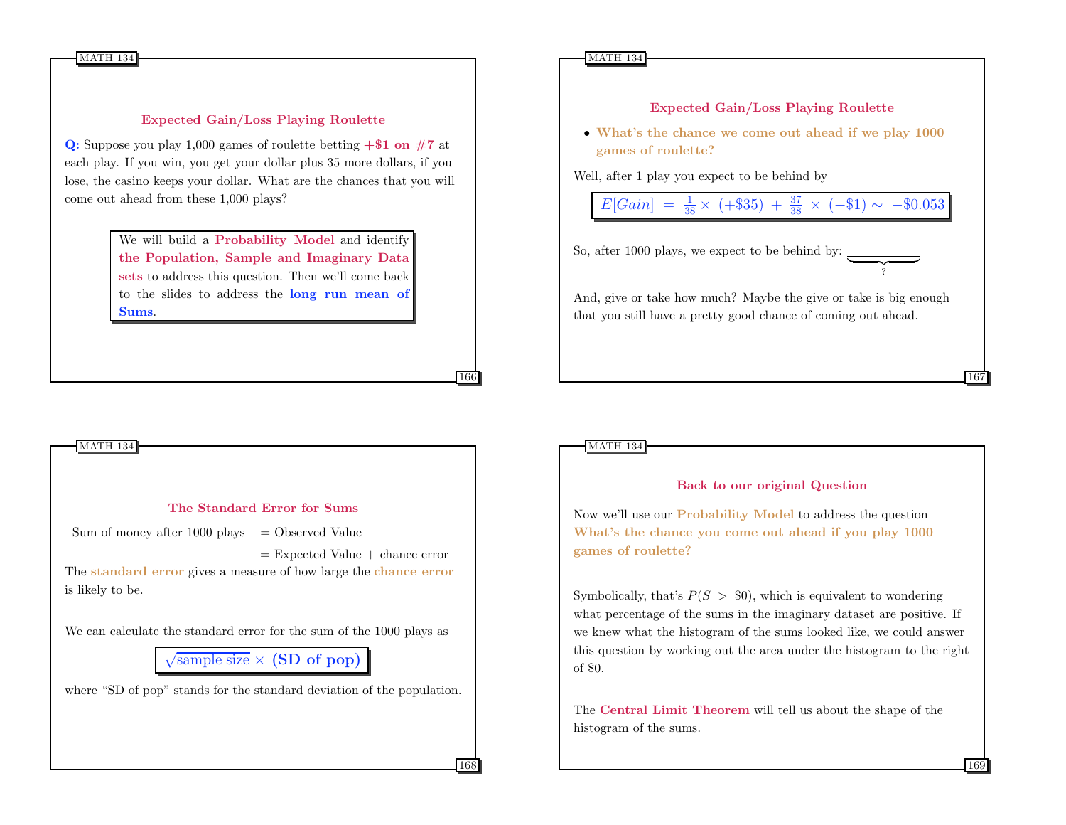## Expected Gain/Loss Playing Roulette

**Q:** Suppose you play 1,000 games of roulette betting **+\$1 on #7** at each play. If you win, you get your dollar plus 35 more dollars, if you lose, the casino keeps your dollar. What are the chances that you will come out ahead from these 1,000 plays?

> We will build a **Probability Model** and identify **the Population, Sample and Imaginary Data sets** to address this question. Then we'll come back to the slides to address the **long run mean of Sums**.

## Expected Gain/Loss Playing Roulette

- **What's the chance we come out ahead if we play 1000 games of roulette?**

Well, after 1 play you expect to be behind by

$$E[Gain] \;=\; \frac{1}{38} \times \;(+\$35) \;+\; \frac{37}{38} \;\times\; (-\$1) \sim \; -\$0.053$$

So, after 1000 plays, we expect to be behind by: $\underbrace{\qquad\qquad}_{?}$

And, give or take how much? Maybe the give or take is big enough that you still have a pretty good chance of coming out ahead.

## The Standard Error for Sums

Sum of money after 1000 plays = Observed Value

= Expected Value + chance error

The **standard error** gives a measure of how large the **chance error** is likely to be.

We can calculate the standard error for the sum of the 1000 plays as

$$\sqrt{\text{sample size}} \times \textbf{(SD of pop)}$$

where "SD of pop" stands for the standard deviation of the population.

## Back to our original Question

Now we'll use our **Probability Model** to address the question **What's the chance you come out ahead if you play 1000 games of roulette?**

Symbolically, that's $P(S \;>\; \$0)$, which is equivalent to wondering what percentage of the sums in the imaginary dataset are positive. If we knew what the histogram of the sums looked like, we could answer this question by working out the area under the histogram to the right of \$0.

The **Central Limit Theorem** will tell us about the shape of the histogram of the sums.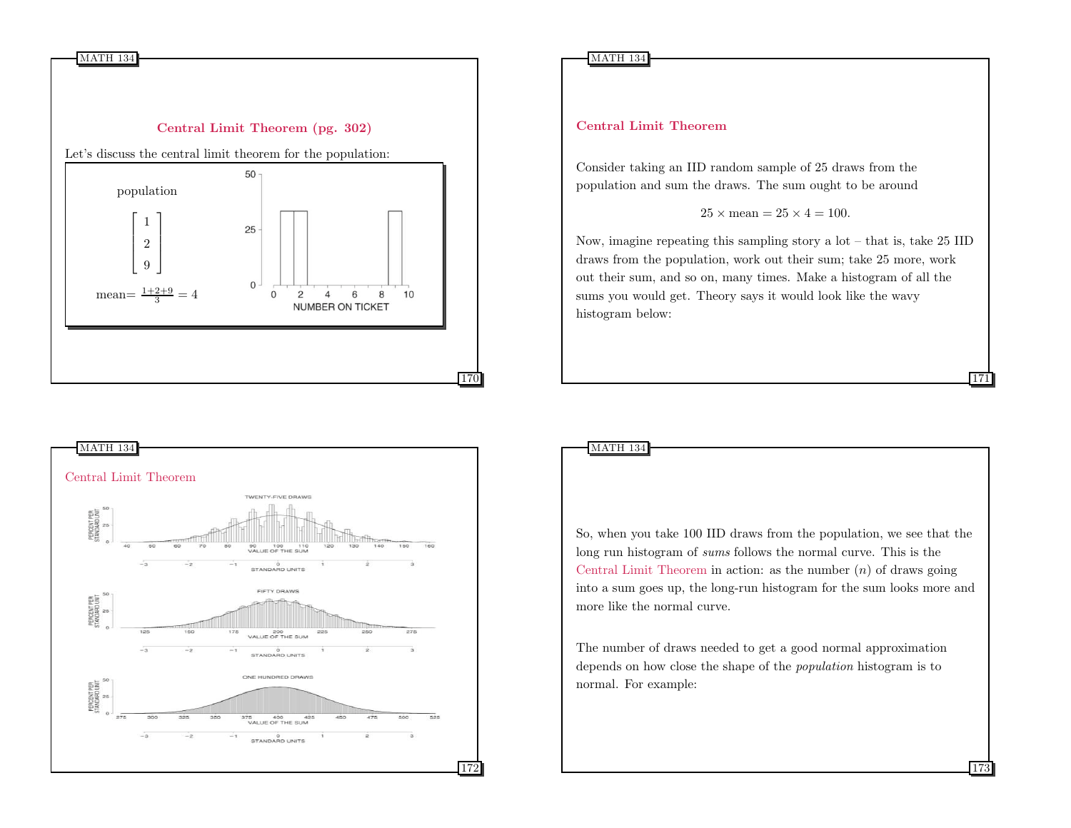## Central Limit Theorem (pg. 302)

Let's discuss the central limit theorem for the population:

population

$$\begin{bmatrix} 1 \\ 2 \\ 9 \end{bmatrix}$$

mean$= \frac{1+2+9}{3} = 4$

## Central Limit Theorem

Consider taking an IID random sample of 25 draws from the population and sum the draws. The sum ought to be around

$$25 \times \text{mean} = 25 \times 4 = 100.$$

Now, imagine repeating this sampling story a lot – that is, take 25 IID draws from the population, work out their sum; take 25 more, work out their sum, and so on, many times. Make a histogram of all the sums you would get. Theory says it would look like the wavy histogram below:

## Central Limit Theorem

So, when you take 100 IID draws from the population, we see that the long run histogram of *sums* follows the normal curve. This is the Central Limit Theorem in action: as the number ($n$) of draws going into a sum goes up, the long-run histogram for the sum looks more and more like the normal curve.

The number of draws needed to get a good normal approximation depends on how close the shape of the *population* histogram is to normal. For example: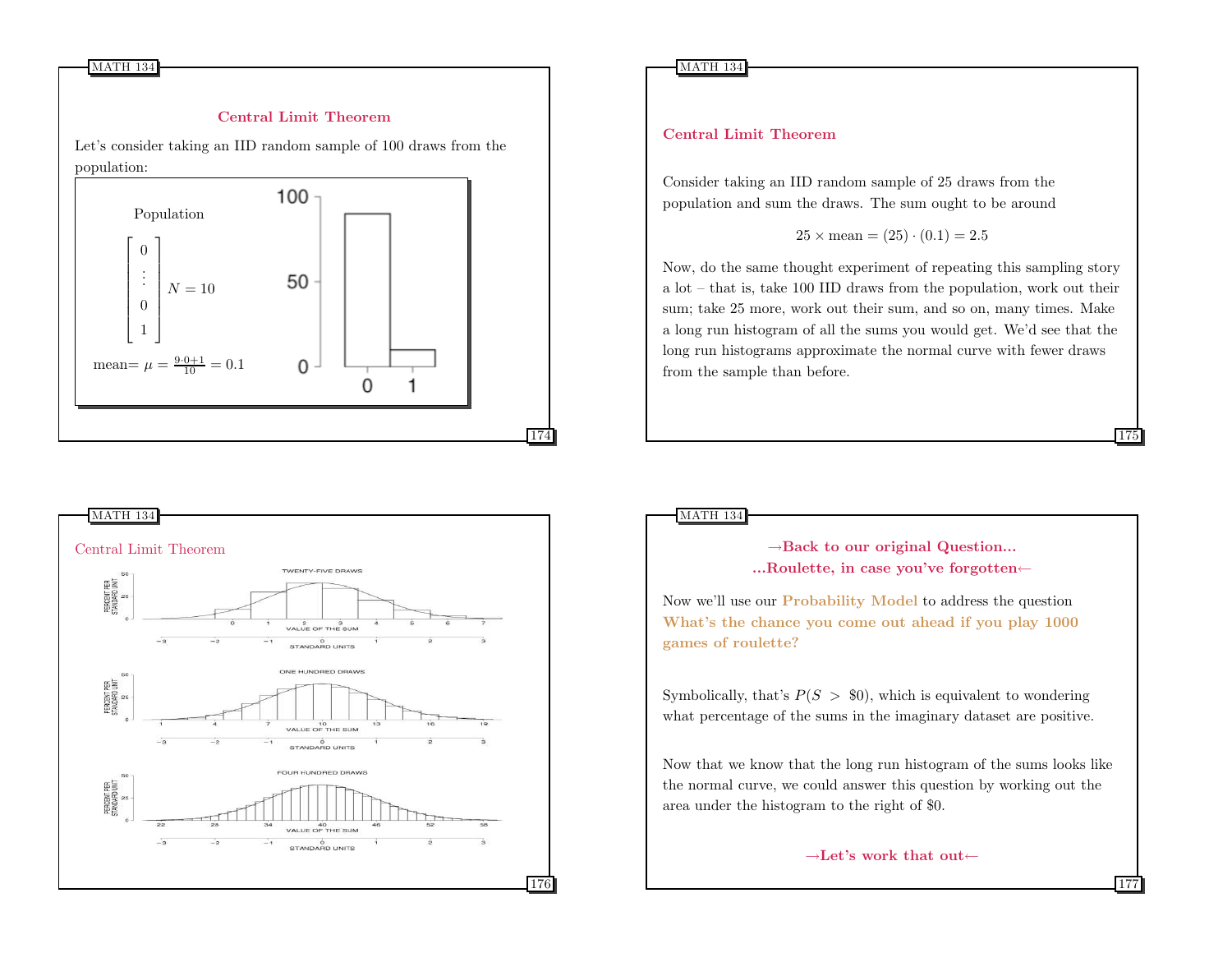## Central Limit Theorem

Let's consider taking an IID random sample of 100 draws from the population:

Population

$$\begin{bmatrix} 0 \\ \vdots \\ 0 \\ 1 \end{bmatrix} N = 10$$

mean= $\mu = \frac{9 \cdot 0 + 1}{10} = 0.1$

## Central Limit Theorem

Consider taking an IID random sample of 25 draws from the population and sum the draws. The sum ought to be around

$$25 \times \text{mean} = (25) \cdot (0.1) = 2.5$$

Now, do the same thought experiment of repeating this sampling story a lot – that is, take 100 IID draws from the population, work out their sum; take 25 more, work out their sum, and so on, many times. Make a long run histogram of all the sums you would get. We'd see that the long run histograms approximate the normal curve with fewer draws from the sample than before.

## Central Limit Theorem

## →Back to our original Question...
## ...Roulette, in case you've forgotten←

Now we'll use our **Probability Model** to address the question **What's the chance you come out ahead if you play 1000 games of roulette?**

Symbolically, that's $P(S > \$0)$, which is equivalent to wondering what percentage of the sums in the imaginary dataset are positive.

Now that we know that the long run histogram of the sums looks like the normal curve, we could answer this question by working out the area under the histogram to the right of \$0.

**→Let's work that out←**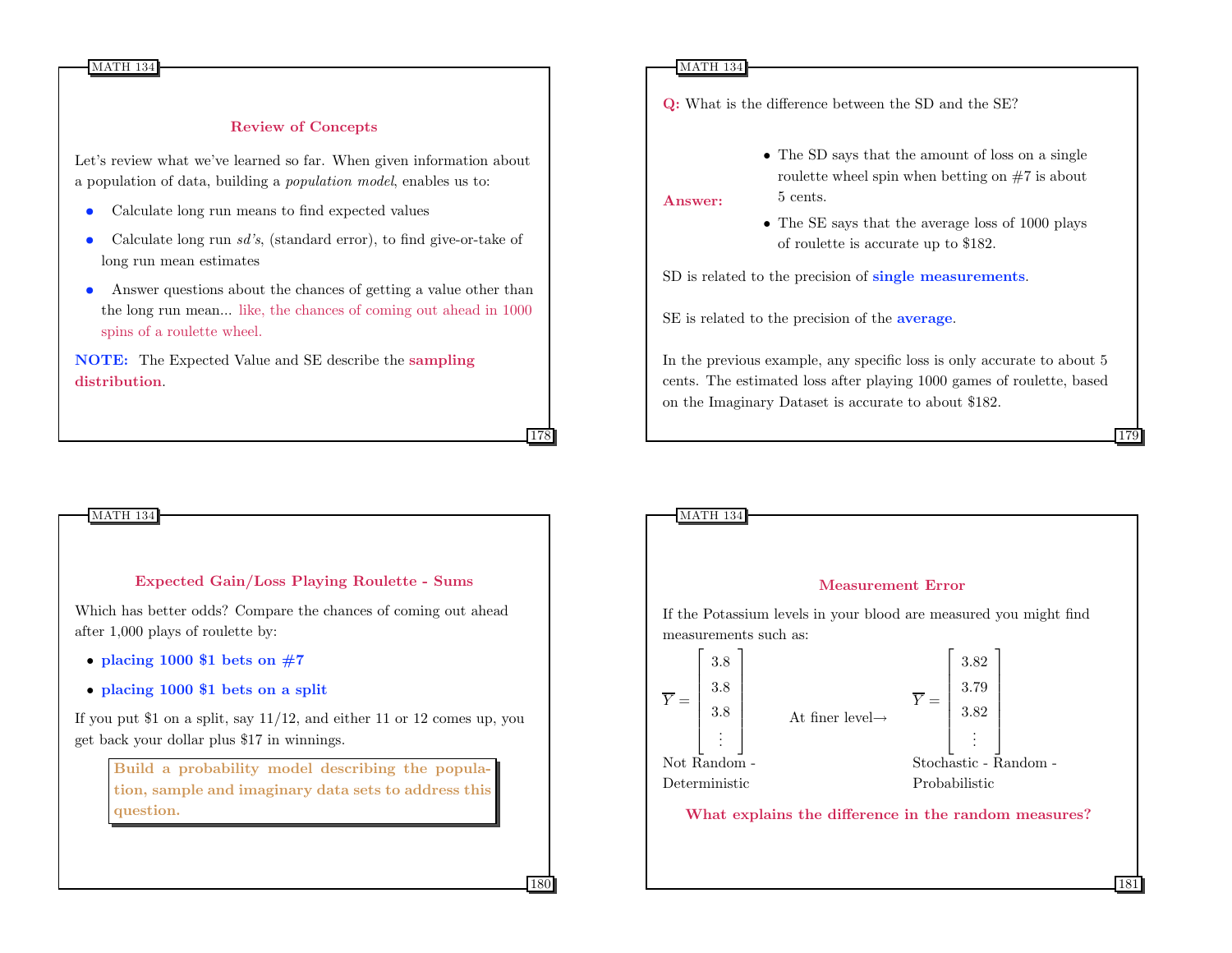## Review of Concepts

Let's review what we've learned so far. When given information about a population of data, building a *population model*, enables us to:

- Calculate long run means to find expected values
- Calculate long run *sd's*, (standard error), to find give-or-take of long run mean estimates
- Answer questions about the chances of getting a value other than the long run mean... like, the chances of coming out ahead in 1000 spins of a roulette wheel.

**NOTE:** The Expected Value and SE describe the **sampling distribution**.

**Q:** What is the difference between the SD and the SE?

**Answer:**

- The SD says that the amount of loss on a single roulette wheel spin when betting on #7 is about 5 cents.
- The SE says that the average loss of 1000 plays of roulette is accurate up to $182.

SD is related to the precision of **single measurements**.

SE is related to the precision of the **average**.

In the previous example, any specific loss is only accurate to about 5 cents. The estimated loss after playing 1000 games of roulette, based on the Imaginary Dataset is accurate to about $182.

## Expected Gain/Loss Playing Roulette - Sums

Which has better odds? Compare the chances of coming out ahead after 1,000 plays of roulette by:

- **placing 1000 $1 bets on #7**
- **placing 1000 $1 bets on a split**

If you put $1 on a split, say 11/12, and either 11 or 12 comes up, you get back your dollar plus $17 in winnings.

**Build a probability model describing the population, sample and imaginary data sets to address this question.**

## Measurement Error

If the Potassium levels in your blood are measured you might find measurements such as:

$$\overline{Y} = \begin{bmatrix} 3.8 \\ 3.8 \\ 3.8 \\ \vdots \end{bmatrix} \qquad \text{At finer level} \rightarrow \qquad \overline{Y} = \begin{bmatrix} 3.82 \\ 3.79 \\ 3.82 \\ \vdots \end{bmatrix}$$

Not Random - Deterministic | Stochastic - Random - Probabilistic

**What explains the difference in the random measures?**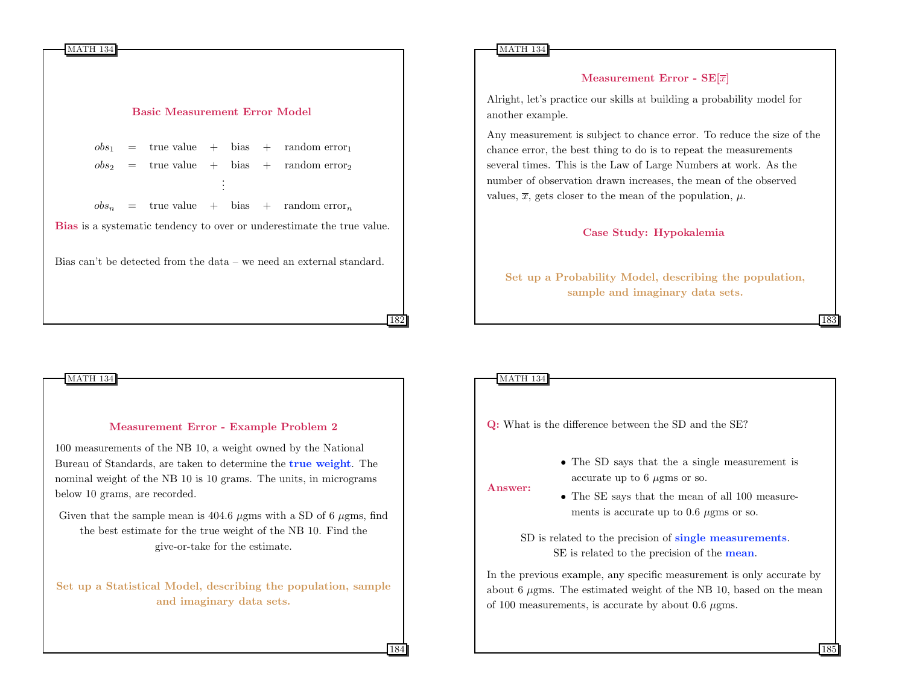## Basic Measurement Error Model

$$
\begin{aligned}
obs_1 &= \text{true value} + \text{bias} + \text{random error}_1 \\
obs_2 &= \text{true value} + \text{bias} + \text{random error}_2 \\
&\vdots \\
obs_n &= \text{true value} + \text{bias} + \text{random error}_n
\end{aligned}
$$

**Bias** is a systematic tendency to over or underestimate the true value.

Bias can't be detected from the data – we need an external standard.

## Measurement Error - SE[$\overline{x}$]

Alright, let's practice our skills at building a probability model for another example.

Any measurement is subject to chance error. To reduce the size of the chance error, the best thing to do is to repeat the measurements several times. This is the Law of Large Numbers at work. As the number of observation drawn increases, the mean of the observed values, $\overline{x}$, gets closer to the mean of the population, $\mu$.

### Case Study: Hypokalemia

**Set up a Probability Model, describing the population, sample and imaginary data sets.**

## Measurement Error - Example Problem 2

100 measurements of the NB 10, a weight owned by the National Bureau of Standards, are taken to determine the **true weight**. The nominal weight of the NB 10 is 10 grams. The units, in micrograms below 10 grams, are recorded.

Given that the sample mean is 404.6 $\mu$gms with a SD of 6 $\mu$gms, find the best estimate for the true weight of the NB 10. Find the give-or-take for the estimate.

**Set up a Statistical Model, describing the population, sample and imaginary data sets.**

**Q:** What is the difference between the SD and the SE?

**Answer:**

- The SD says that the a single measurement is accurate up to 6 $\mu$gms or so.
- The SE says that the mean of all 100 measurements is accurate up to 0.6 $\mu$gms or so.

SD is related to the precision of **single measurements**.
SE is related to the precision of the **mean**.

In the previous example, any specific measurement is only accurate by about 6 $\mu$gms. The estimated weight of the NB 10, based on the mean of 100 measurements, is accurate by about 0.6 $\mu$gms.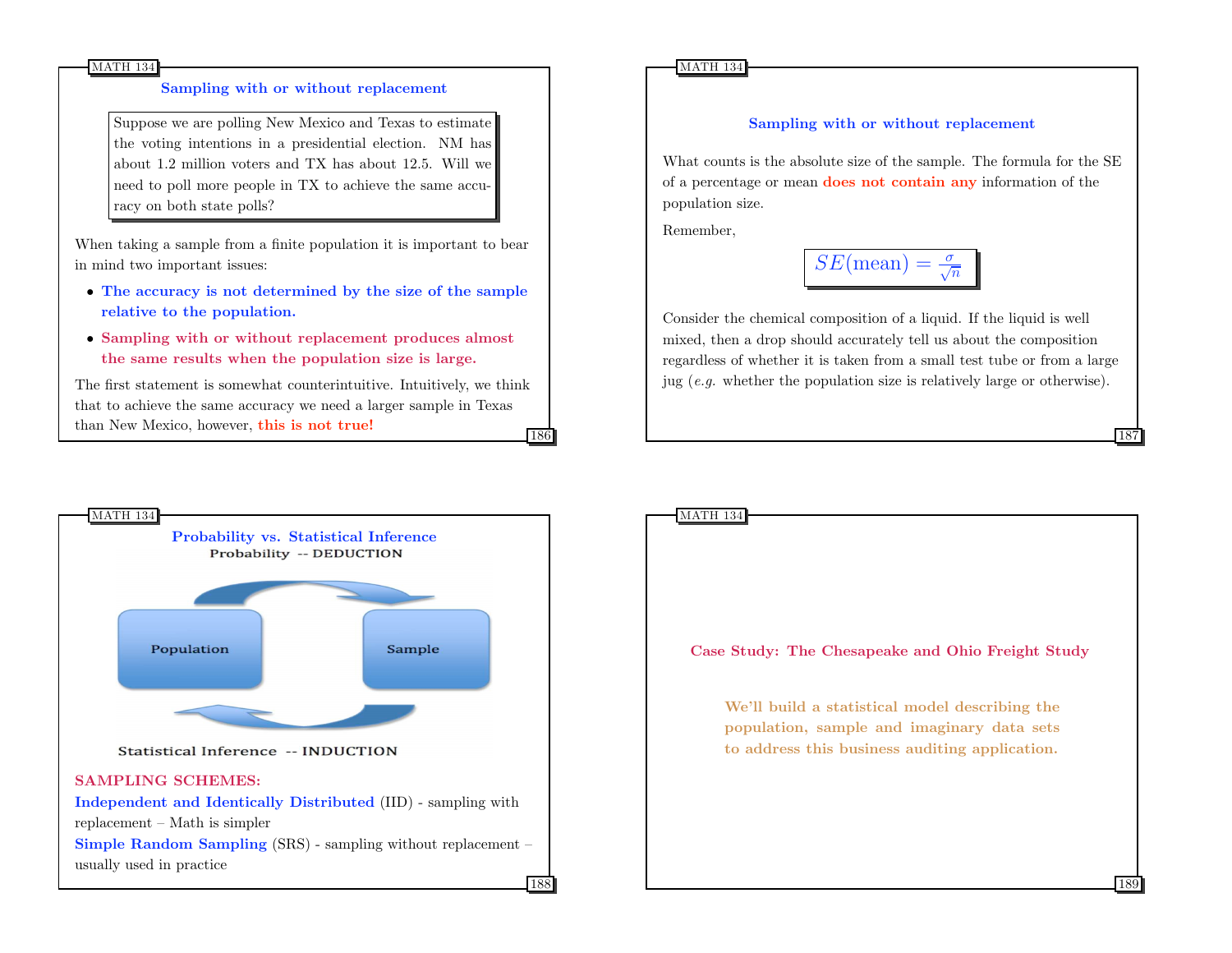## Sampling with or without replacement

> Suppose we are polling New Mexico and Texas to estimate the voting intentions in a presidential election. NM has about 1.2 million voters and TX has about 12.5. Will we need to poll more people in TX to achieve the same accuracy on both state polls?

When taking a sample from a finite population it is important to bear in mind two important issues:

- **The accuracy is not determined by the size of the sample relative to the population.**
- **Sampling with or without replacement produces almost the same results when the population size is large.**

The first statement is somewhat counterintuitive. Intuitively, we think that to achieve the same accuracy we need a larger sample in Texas than New Mexico, however, **this is not true!**

## Sampling with or without replacement

What counts is the absolute size of the sample. The formula for the SE of a percentage or mean **does not contain any** information of the population size.

Remember,

$$SE(\text{mean}) = \frac{\sigma}{\sqrt{n}}$$

Consider the chemical composition of a liquid. If the liquid is well mixed, then a drop should accurately tell us about the composition regardless of whether it is taken from a small test tube or from a large jug (*e.g.* whether the population size is relatively large or otherwise).

## Probability vs. Statistical Inference

Probability -- DEDUCTION

Population

Sample

Statistical Inference -- INDUCTION

**SAMPLING SCHEMES:**

**Independent and Identically Distributed** (IID) - sampling with replacement – Math is simpler

**Simple Random Sampling** (SRS) - sampling without replacement – usually used in practice

## Case Study: The Chesapeake and Ohio Freight Study

**We'll build a statistical model describing the population, sample and imaginary data sets to address this business auditing application.**